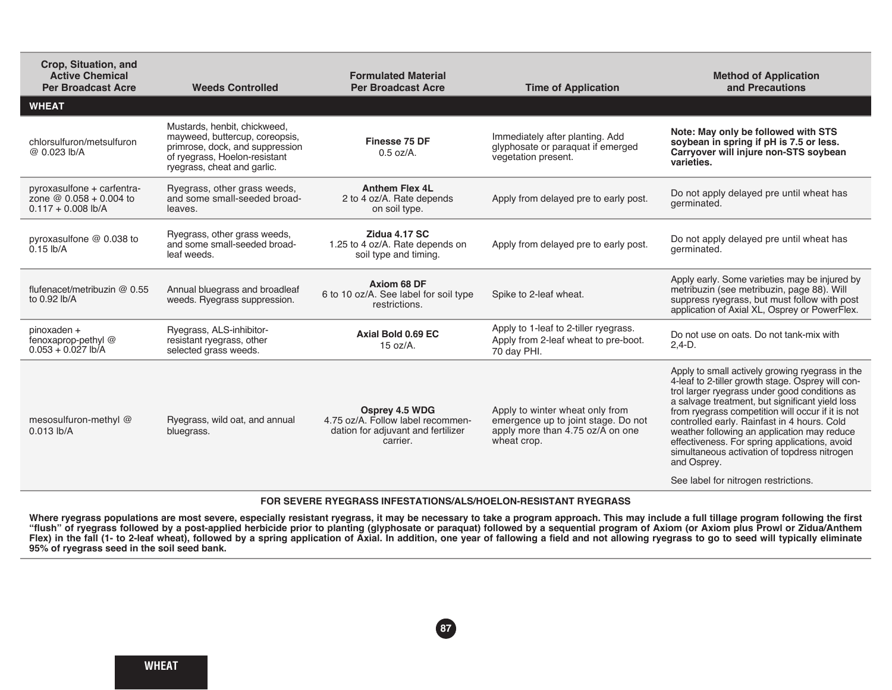| Crop, Situation, and Active Chemical Per Broadcast Acre | Weeds Controlled | Formulated Material Per Broadcast Acre | Time of Application | Method of Application and Precautions |
|---|---|---|---|---|
| **WHEAT** | | | | |
| chlorsulfuron/metsulfuron @ 0.023 lb/A | Mustards, henbit, chickweed, mayweed, buttercup, coreopsis, primrose, dock, and suppression of ryegrass, Hoelon-resistant ryegrass, cheat and garlic. | **Finesse 75 DF** 0.5 oz/A. | Immediately after planting. Add glyphosate or paraquat if emerged vegetation present. | **Note: May only be followed with STS soybean in spring if pH is 7.5 or less. Carryover will injure non-STS soybean varieties.** |
| pyroxasulfone + carfentrazone @ 0.058 + 0.004 to 0.117 + 0.008 lb/A | Ryegrass, other grass weeds, and some small-seeded broadleaves. | **Anthem Flex 4L** 2 to 4 oz/A. Rate depends on soil type. | Apply from delayed pre to early post. | Do not apply delayed pre until wheat has germinated. |
| pyroxasulfone @ 0.038 to 0.15 lb/A | Ryegrass, other grass weeds, and some small-seeded broadleaf weeds. | **Zidua 4.17 SC** 1.25 to 4 oz/A. Rate depends on soil type and timing. | Apply from delayed pre to early post. | Do not apply delayed pre until wheat has germinated. |
| flufenacet/metribuzin @ 0.55 to 0.92 lb/A | Annual bluegrass and broadleaf weeds. Ryegrass suppression. | **Axiom 68 DF** 6 to 10 oz/A. See label for soil type restrictions. | Spike to 2-leaf wheat. | Apply early. Some varieties may be injured by metribuzin (see metribuzin, page 88). Will suppress ryegrass, but must follow with post application of Axial XL, Osprey or PowerFlex. |
| pinoxaden + fenoxaprop-pethyl @ 0.053 + 0.027 lb/A | Ryegrass, ALS-inhibitor-resistant ryegrass, other selected grass weeds. | **Axial Bold 0.69 EC** 15 oz/A. | Apply to 1-leaf to 2-tiller ryegrass. Apply from 2-leaf wheat to pre-boot. 70 day PHI. | Do not use on oats. Do not tank-mix with 2,4-D. |
| mesosulfuron-methyl @ 0.013 lb/A | Ryegrass, wild oat, and annual bluegrass. | **Osprey 4.5 WDG** 4.75 oz/A. Follow label recommendation for adjuvant and fertilizer carrier. | Apply to winter wheat only from emergence up to joint stage. Do not apply more than 4.75 oz/A on one wheat crop. | Apply to small actively growing ryegrass in the 4-leaf to 2-tiller growth stage. Osprey will control larger ryegrass under good conditions as a salvage treatment, but significant yield loss from ryegrass competition will occur if it is not controlled early. Rainfast in 4 hours. Cold weather following an application may reduce effectiveness. For spring applications, avoid simultaneous activation of topdress nitrogen and Osprey. See label for nitrogen restrictions. |

**FOR SEVERE RYEGRASS INFESTATIONS/ALS/HOELON-RESISTANT RYEGRASS**

**Where ryegrass populations are most severe, especially resistant ryegrass, it may be necessary to take a program approach. This may include a full tillage program following the first "flush" of ryegrass followed by a post-applied herbicide prior to planting (glyphosate or paraquat) followed by a sequential program of Axiom (or Axiom plus Prowl or Zidua/Anthem Flex) in the fall (1- to 2-leaf wheat), followed by a spring application of Axial. In addition, one year of fallowing a field and not allowing ryegrass to go to seed will typically eliminate 95% of ryegrass seed in the soil seed bank.**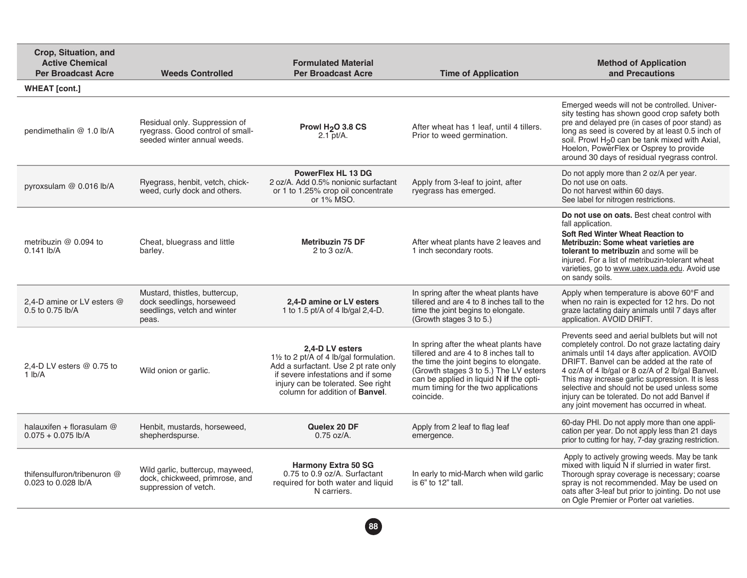| Crop, Situation, and Active Chemical Per Broadcast Acre | Weeds Controlled | Formulated Material Per Broadcast Acre | Time of Application | Method of Application and Precautions |
|---|---|---|---|---|
| **WHEAT [cont.]** | | | | |
| pendimethalin @ 1.0 lb/A | Residual only. Suppression of ryegrass. Good control of small-seeded winter annual weeds. | **Prowl $H_2O$ 3.8 CS** 2.1 pt/A. | After wheat has 1 leaf, until 4 tillers. Prior to weed germination. | Emerged weeds will not be controlled. University testing has shown good crop safety both pre and delayed pre (in cases of poor stand) as long as seed is covered by at least 0.5 inch of soil. Prowl $H_20$ can be tank mixed with Axial, Hoelon, PowerFlex or Osprey to provide around 30 days of residual ryegrass control. |
| pyroxsulam @ 0.016 lb/A | Ryegrass, henbit, vetch, chickweed, curly dock and others. | **PowerFlex HL 13 DG** 2 oz/A. Add 0.5% nonionic surfactant or 1 to 1.25% crop oil concentrate or 1% MSO. | Apply from 3-leaf to joint, after ryegrass has emerged. | Do not apply more than 2 oz/A per year. Do not use on oats. Do not harvest within 60 days. See label for nitrogen restrictions. |
| metribuzin @ 0.094 to 0.141 lb/A | Cheat, bluegrass and little barley. | **Metribuzin 75 DF** 2 to 3 oz/A. | After wheat plants have 2 leaves and 1 inch secondary roots. | **Do not use on oats.** Best cheat control with fall application. **Soft Red Winter Wheat Reaction to Metribuzin: Some wheat varieties are tolerant to metribuzin** and some will be injured. For a list of metribuzin-tolerant wheat varieties, go to www.uaex.uada.edu. Avoid use on sandy soils. |
| 2,4-D amine or LV esters @ 0.5 to 0.75 lb/A | Mustard, thistles, buttercup, dock seedlings, horseweed seedlings, vetch and winter peas. | **2,4-D amine or LV esters** 1 to 1.5 pt/A of 4 lb/gal 2,4-D. | In spring after the wheat plants have tillered and are 4 to 8 inches tall to the time the joint begins to elongate. (Growth stages 3 to 5.) | Apply when temperature is above 60°F and when no rain is expected for 12 hrs. Do not graze lactating dairy animals until 7 days after application. AVOID DRIFT. |
| 2,4-D LV esters @ 0.75 to 1 lb/A | Wild onion or garlic. | **2,4-D LV esters** 1½ to 2 pt/A of 4 lb/gal formulation. Add a surfactant. Use 2 pt rate only if severe infestations and if some injury can be tolerated. See right column for addition of **Banvel**. | In spring after the wheat plants have tillered and are 4 to 8 inches tall to the time the joint begins to elongate. (Growth stages 3 to 5.) The LV esters can be applied in liquid N **if** the optimum timing for the two applications coincide. | Prevents seed and aerial bulblets but will not completely control. Do not graze lactating dairy animals until 14 days after application. AVOID DRIFT. Banvel can be added at the rate of 4 oz/A of 4 lb/gal or 8 oz/A of 2 lb/gal Banvel. This may increase garlic suppression. It is less selective and should not be used unless some injury can be tolerated. Do not add Banvel if any joint movement has occurred in wheat. |
| halauxifen + florasulam @ 0.075 + 0.075 lb/A | Henbit, mustards, horseweed, shepherdspurse. | **Quelex 20 DF** 0.75 oz/A. | Apply from 2 leaf to flag leaf emergence. | 60-day PHI. Do not apply more than one application per year. Do not apply less than 21 days prior to cutting for hay, 7-day grazing restriction. |
| thifensulfuron/tribenuron @ 0.023 to 0.028 lb/A | Wild garlic, buttercup, mayweed, dock, chickweed, primrose, and suppression of vetch. | **Harmony Extra 50 SG** 0.75 to 0.9 oz/A. Surfactant required for both water and liquid N carriers. | In early to mid-March when wild garlic is 6" to 12" tall. | Apply to actively growing weeds. May be tank mixed with liquid N if slurried in water first. Thorough spray coverage is necessary; coarse spray is not recommended. May be used on oats after 3-leaf but prior to jointing. Do not use on Ogle Premier or Porter oat varieties. |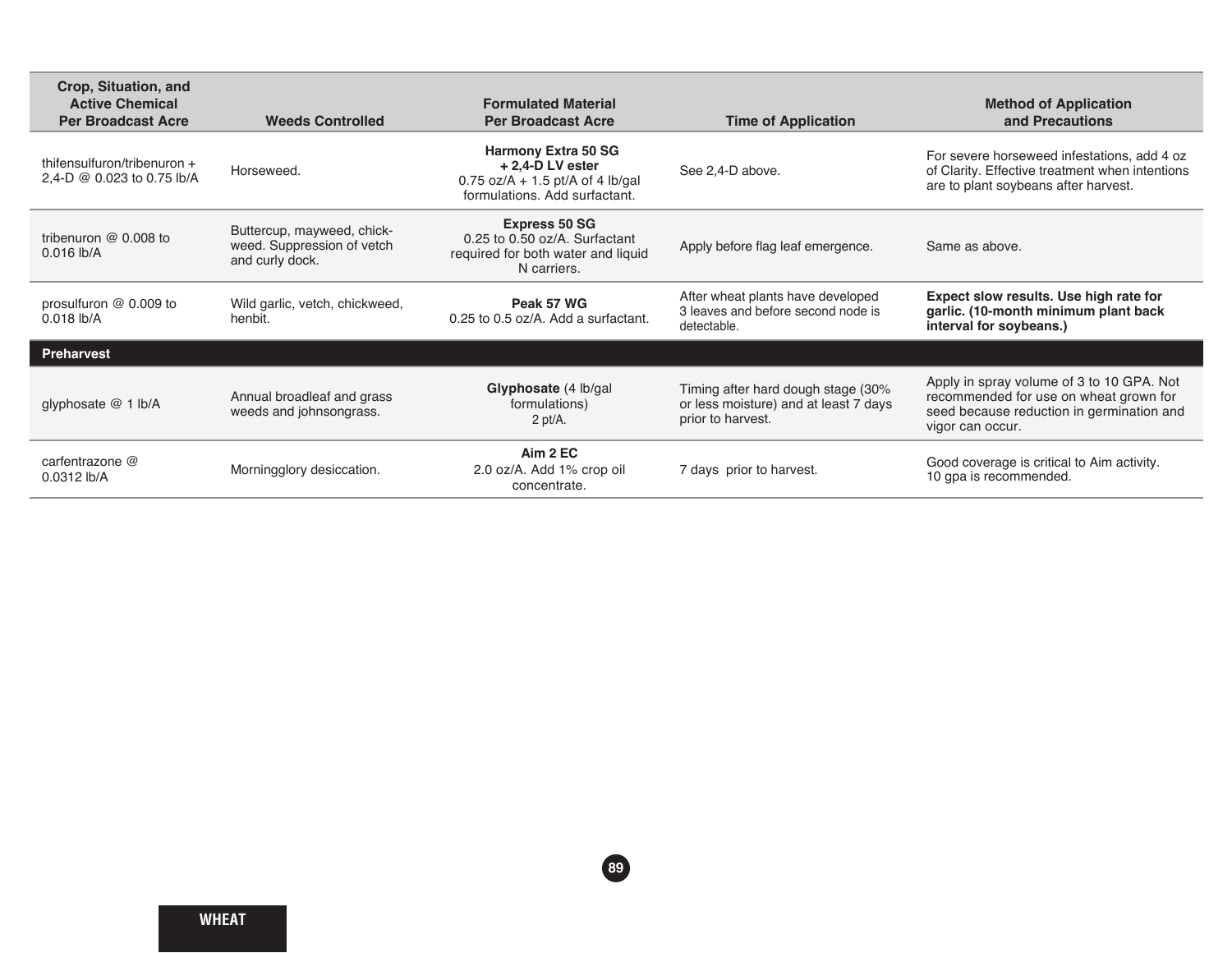| Crop, Situation, and Active Chemical Per Broadcast Acre | Weeds Controlled | Formulated Material Per Broadcast Acre | Time of Application | Method of Application and Precautions |
|---|---|---|---|---|
| thifensulfuron/tribenuron + 2,4-D @ 0.023 to 0.75 lb/A | Horseweed. | **Harmony Extra 50 SG + 2,4-D LV ester** 0.75 oz/A + 1.5 pt/A of 4 lb/gal formulations. Add surfactant. | See 2,4-D above. | For severe horseweed infestations, add 4 oz of Clarity. Effective treatment when intentions are to plant soybeans after harvest. |
| tribenuron @ 0.008 to 0.016 lb/A | Buttercup, mayweed, chickweed. Suppression of vetch and curly dock. | **Express 50 SG** 0.25 to 0.50 oz/A. Surfactant required for both water and liquid N carriers. | Apply before flag leaf emergence. | Same as above. |
| prosulfuron @ 0.009 to 0.018 lb/A | Wild garlic, vetch, chickweed, henbit. | **Peak 57 WG** 0.25 to 0.5 oz/A. Add a surfactant. | After wheat plants have developed 3 leaves and before second node is detectable. | **Expect slow results. Use high rate for garlic. (10-month minimum plant back interval for soybeans.)** |
| **Preharvest** | | | | |
| glyphosate @ 1 lb/A | Annual broadleaf and grass weeds and johnsongrass. | **Glyphosate** (4 lb/gal formulations) 2 pt/A. | Timing after hard dough stage (30% or less moisture) and at least 7 days prior to harvest. | Apply in spray volume of 3 to 10 GPA. Not recommended for use on wheat grown for seed because reduction in germination and vigor can occur. |
| carfentrazone @ 0.0312 lb/A | Morningglory desiccation. | **Aim 2 EC** 2.0 oz/A. Add 1% crop oil concentrate. | 7 days prior to harvest. | Good coverage is critical to Aim activity. 10 gpa is recommended. |